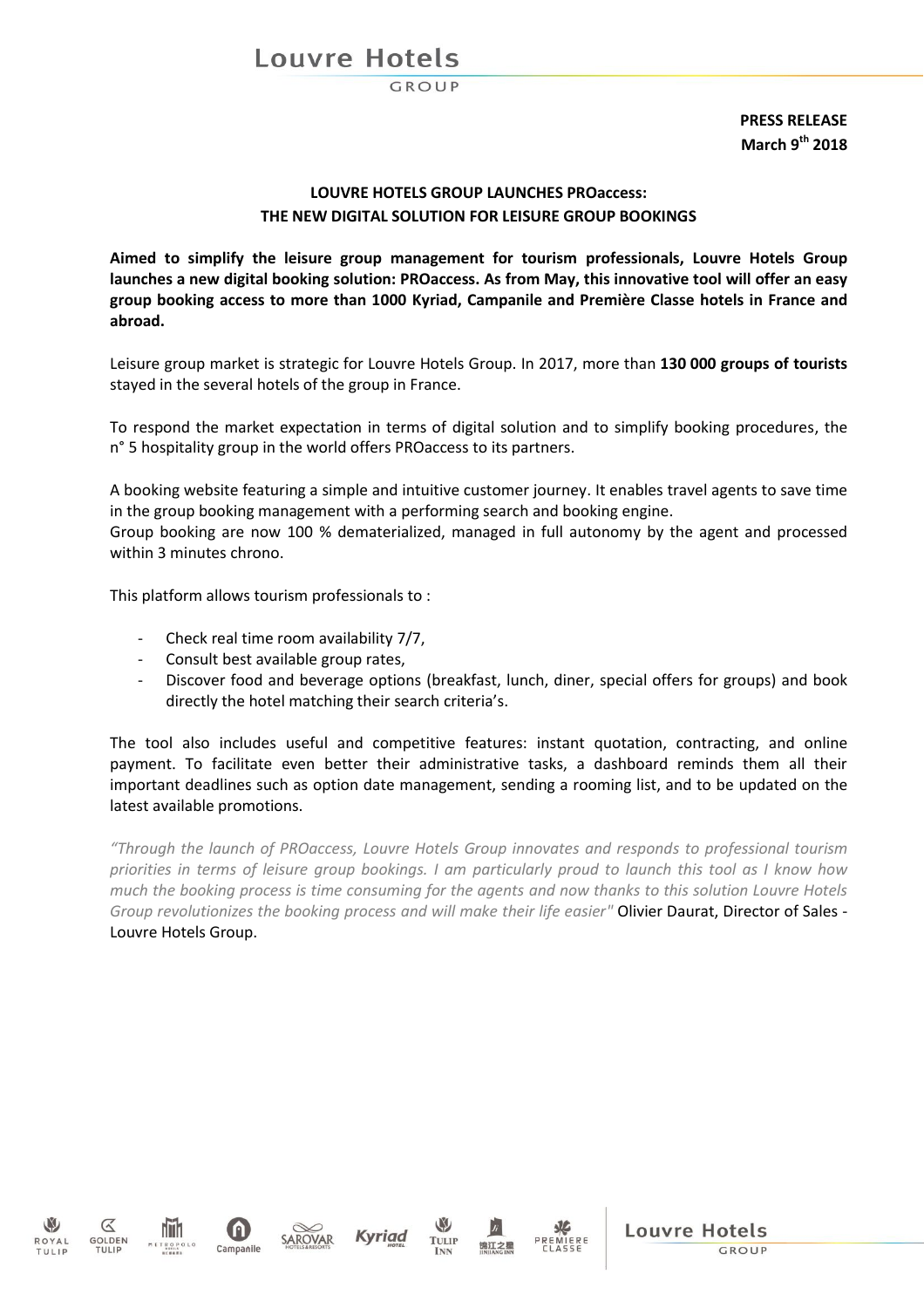**PRESS RELEASE**
**March 9th 2018**

## LOUVRE HOTELS GROUP LAUNCHES PROaccess: THE NEW DIGITAL SOLUTION FOR LEISURE GROUP BOOKINGS

**Aimed to simplify the leisure group management for tourism professionals, Louvre Hotels Group launches a new digital booking solution: PROaccess. As from May, this innovative tool will offer an easy group booking access to more than 1000 Kyriad, Campanile and Première Classe hotels in France and abroad.**

Leisure group market is strategic for Louvre Hotels Group. In 2017, more than **130 000 groups of tourists** stayed in the several hotels of the group in France.

To respond the market expectation in terms of digital solution and to simplify booking procedures, the n° 5 hospitality group in the world offers PROaccess to its partners.

A booking website featuring a simple and intuitive customer journey. It enables travel agents to save time in the group booking management with a performing search and booking engine.
Group booking are now 100 % dematerialized, managed in full autonomy by the agent and processed within 3 minutes chrono.

This platform allows tourism professionals to :

- Check real time room availability 7/7,
- Consult best available group rates,
- Discover food and beverage options (breakfast, lunch, diner, special offers for groups) and book directly the hotel matching their search criteria's.

The tool also includes useful and competitive features: instant quotation, contracting, and online payment. To facilitate even better their administrative tasks, a dashboard reminds them all their important deadlines such as option date management, sending a rooming list, and to be updated on the latest available promotions.

*"Through the launch of PROaccess, Louvre Hotels Group innovates and responds to professional tourism priorities in terms of leisure group bookings. I am particularly proud to launch this tool as I know how much the booking process is time consuming for the agents and now thanks to this solution Louvre Hotels Group revolutionizes the booking process and will make their life easier"* Olivier Daurat, Director of Sales - Louvre Hotels Group.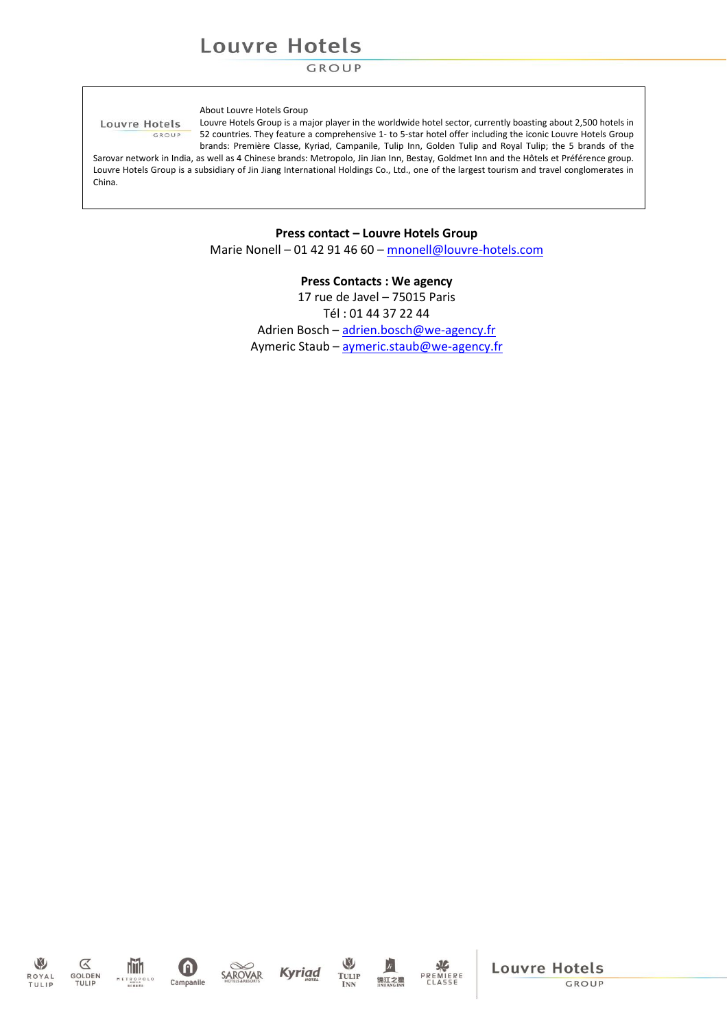About Louvre Hotels Group

Louvre Hotels Group is a major player in the worldwide hotel sector, currently boasting about 2,500 hotels in 52 countries. They feature a comprehensive 1- to 5-star hotel offer including the iconic Louvre Hotels Group brands: Première Classe, Kyriad, Campanile, Tulip Inn, Golden Tulip and Royal Tulip; the 5 brands of the Sarovar network in India, as well as 4 Chinese brands: Metropolo, Jin Jian Inn, Bestay, Goldmet Inn and the Hôtels et Préférence group. Louvre Hotels Group is a subsidiary of Jin Jiang International Holdings Co., Ltd., one of the largest tourism and travel conglomerates in China.

**Press contact – Louvre Hotels Group**

Marie Nonell – 01 42 91 46 60 – mnonell@louvre-hotels.com

**Press Contacts : We agency**

17 rue de Javel – 75015 Paris

Tél : 01 44 37 22 44

Adrien Bosch – adrien.bosch@we-agency.fr

Aymeric Staub – aymeric.staub@we-agency.fr